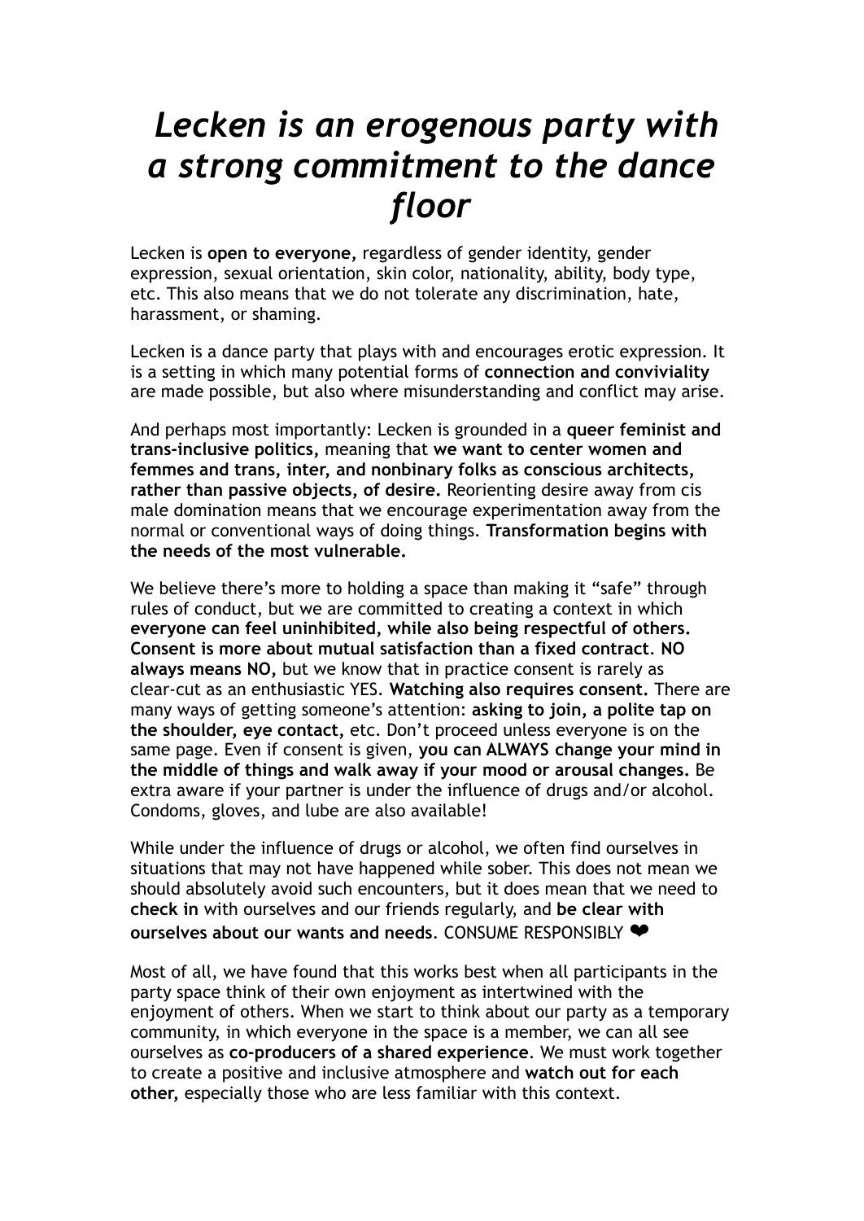# *Lecken is an erogenous party with a strong commitment to the dance floor*

Lecken is **open to everyone,** regardless of gender identity, gender expression, sexual orientation, skin color, nationality, ability, body type, etc. This also means that we do not tolerate any discrimination, hate, harassment, or shaming.

Lecken is a dance party that plays with and encourages erotic expression. It is a setting in which many potential forms of **connection and conviviality** are made possible, but also where misunderstanding and conflict may arise.

And perhaps most importantly: Lecken is grounded in a **queer feminist and trans-inclusive politics,** meaning that **we want to center women and femmes and trans, inter, and nonbinary folks as conscious architects, rather than passive objects, of desire.** Reorienting desire away from cis male domination means that we encourage experimentation away from the normal or conventional ways of doing things. **Transformation begins with the needs of the most vulnerable.**

We believe there's more to holding a space than making it "safe" through rules of conduct, but we are committed to creating a context in which **everyone can feel uninhibited, while also being respectful of others. Consent is more about mutual satisfaction than a fixed contract**. **NO always means NO,** but we know that in practice consent is rarely as clear-cut as an enthusiastic YES. **Watching also requires consent.** There are many ways of getting someone's attention: **asking to join, a polite tap on the shoulder, eye contact,** etc. Don't proceed unless everyone is on the same page. Even if consent is given, **you can ALWAYS change your mind in the middle of things and walk away if your mood or arousal changes.** Be extra aware if your partner is under the influence of drugs and/or alcohol. Condoms, gloves, and lube are also available!

While under the influence of drugs or alcohol, we often find ourselves in situations that may not have happened while sober. This does not mean we should absolutely avoid such encounters, but it does mean that we need to **check in** with ourselves and our friends regularly, and **be clear with ourselves about our wants and needs**. CONSUME RESPONSIBLY ❤

Most of all, we have found that this works best when all participants in the party space think of their own enjoyment as intertwined with the enjoyment of others. When we start to think about our party as a temporary community, in which everyone in the space is a member, we can all see ourselves as **co-producers of a shared experience**. We must work together to create a positive and inclusive atmosphere and **watch out for each other,** especially those who are less familiar with this context.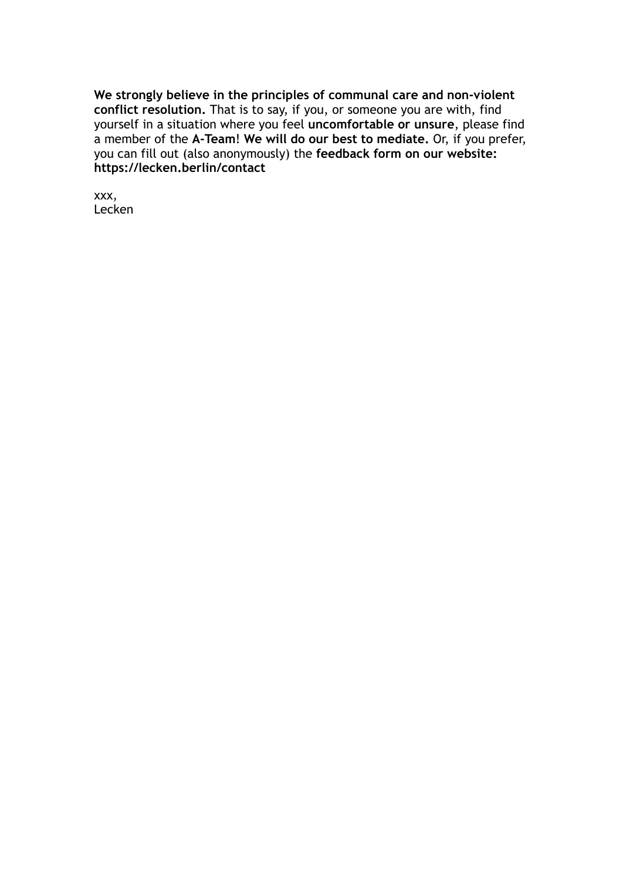**We strongly believe in the principles of communal care and non-violent conflict resolution.** That is to say, if you, or someone you are with, find yourself in a situation where you feel **uncomfortable or unsure**, please find a member of the **A-Team**! **We will do our best to mediate.** Or, if you prefer, you can fill out (also anonymously) the **feedback form on our website: https://lecken.berlin/contact**

xxx,
Lecken